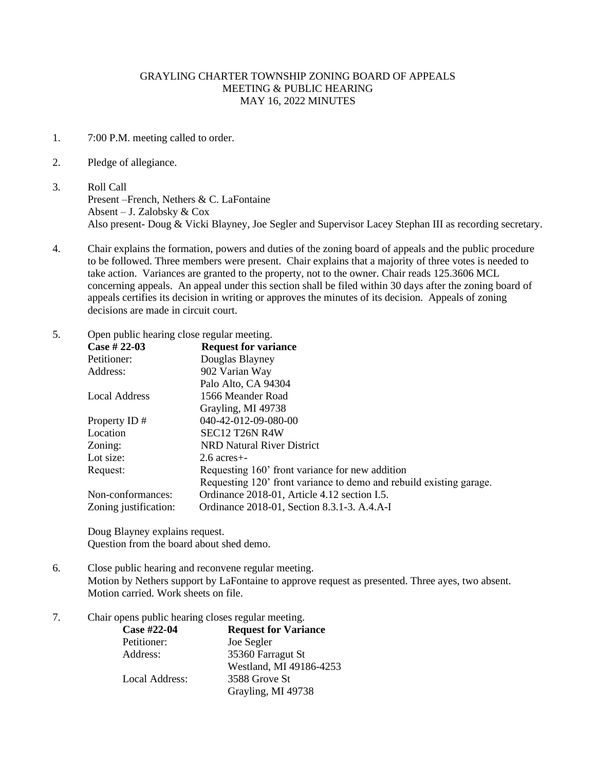GRAYLING CHARTER TOWNSHIP ZONING BOARD OF APPEALS
MEETING & PUBLIC HEARING
MAY 16, 2022 MINUTES

1. 7:00 P.M. meeting called to order.

2. Pledge of allegiance.

3. Roll Call
   Present –French, Nethers & C. LaFontaine
   Absent – J. Zalobsky & Cox
   Also present- Doug & Vicki Blayney, Joe Segler and Supervisor Lacey Stephan III as recording secretary.

4. Chair explains the formation, powers and duties of the zoning board of appeals and the public procedure to be followed. Three members were present. Chair explains that a majority of three votes is needed to take action. Variances are granted to the property, not to the owner. Chair reads 125.3606 MCL concerning appeals. An appeal under this section shall be filed within 30 days after the zoning board of appeals certifies its decision in writing or approves the minutes of its decision. Appeals of zoning decisions are made in circuit court.

5. Open public hearing close regular meeting.

| **Case # 22-03** | **Request for variance** |
|---|---|
| Petitioner: | Douglas Blayney |
| Address: | 902 Varian Way<br>Palo Alto, CA 94304 |
| Local Address | 1566 Meander Road<br>Grayling, MI 49738 |
| Property ID # | 040-42-012-09-080-00 |
| Location | SEC12 T26N R4W |
| Zoning: | NRD Natural River District |
| Lot size: | 2.6 acres+- |
| Request: | Requesting 160' front variance for new addition<br>Requesting 120' front variance to demo and rebuild existing garage. |
| Non-conformances: | Ordinance 2018-01, Article 4.12 section I.5. |
| Zoning justification: | Ordinance 2018-01, Section 8.3.1-3. A.4.A-I |

   Doug Blayney explains request.
   Question from the board about shed demo.

6. Close public hearing and reconvene regular meeting.
   Motion by Nethers support by LaFontaine to approve request as presented. Three ayes, two absent. Motion carried. Work sheets on file.

7. Chair opens public hearing closes regular meeting.

| **Case #22-04** | **Request for Variance** |
|---|---|
| Petitioner: | Joe Segler |
| Address: | 35360 Farragut St<br>Westland, MI 49186-4253 |
| Local Address: | 3588 Grove St<br>Grayling, MI 49738 |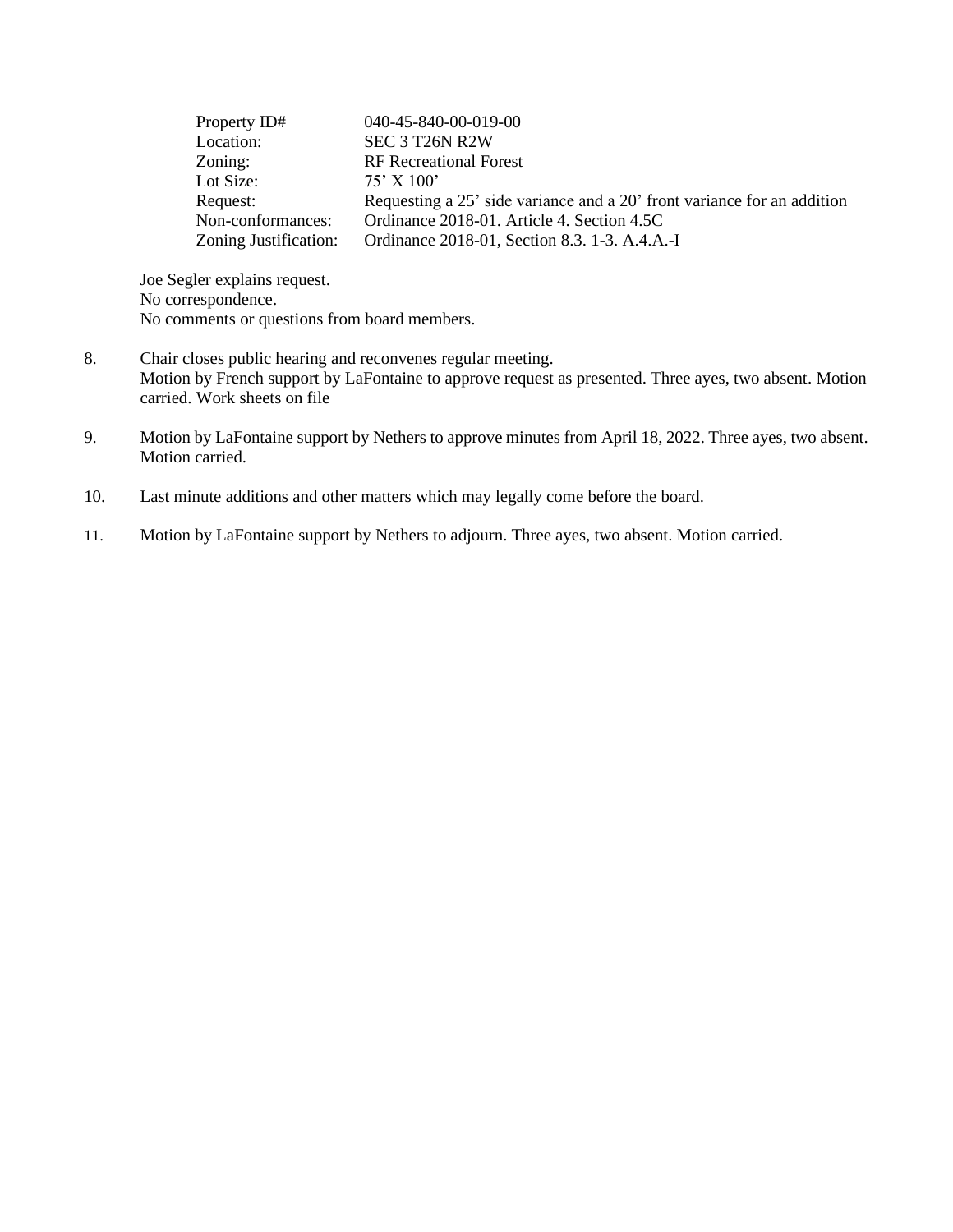| | |
|---|---|
| Property ID# | 040-45-840-00-019-00 |
| Location: | SEC 3 T26N R2W |
| Zoning: | RF Recreational Forest |
| Lot Size: | 75' X 100' |
| Request: | Requesting a 25' side variance and a 20' front variance for an addition |
| Non-conformances: | Ordinance 2018-01. Article 4. Section 4.5C |
| Zoning Justification: | Ordinance 2018-01, Section 8.3. 1-3. A.4.A.-I |

Joe Segler explains request.
No correspondence.
No comments or questions from board members.

8. Chair closes public hearing and reconvenes regular meeting.
   Motion by French support by LaFontaine to approve request as presented. Three ayes, two absent. Motion carried. Work sheets on file

9. Motion by LaFontaine support by Nethers to approve minutes from April 18, 2022. Three ayes, two absent. Motion carried.

10. Last minute additions and other matters which may legally come before the board.

11. Motion by LaFontaine support by Nethers to adjourn. Three ayes, two absent. Motion carried.